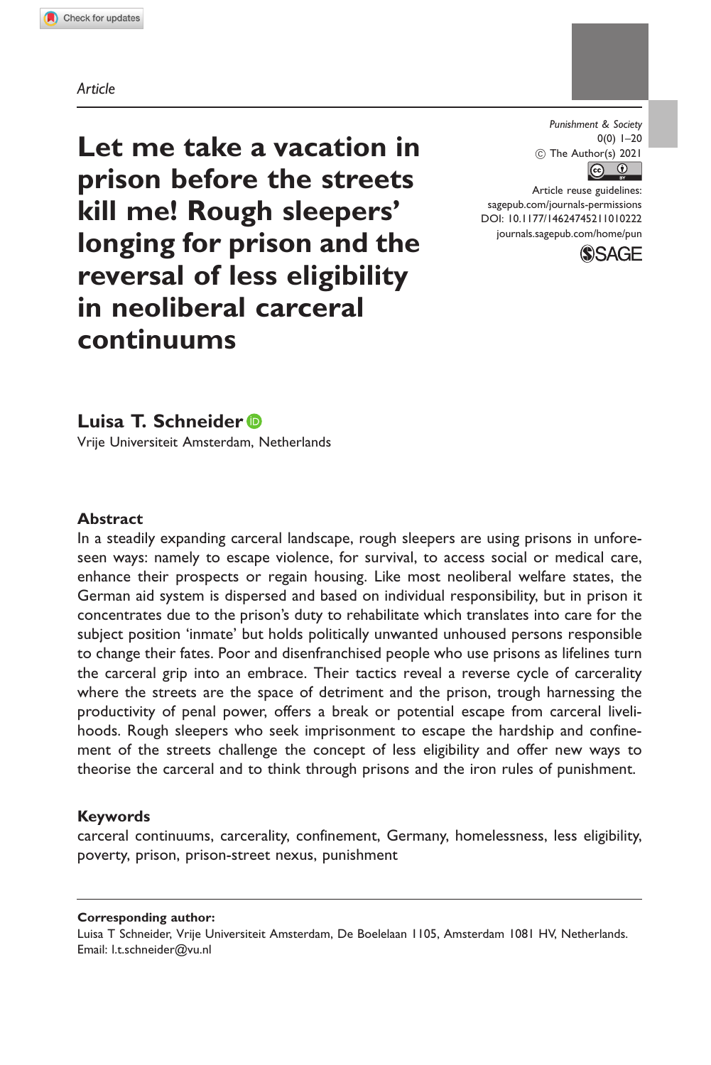*Article*

# Let me take a vacation in prison before the streets kill me! Rough sleepers' longing for prison and the reversal of less eligibility in neoliberal carceral continuums

Punishment & Society
0(0) 1–20
© The Author(s) 2021
Article reuse guidelines:
sagepub.com/journals-permissions
DOI: 10.1177/14624745211010222
journals.sagepub.com/home/pun

**Luisa T. Schneider**

Vrije Universiteit Amsterdam, Netherlands

## Abstract

In a steadily expanding carceral landscape, rough sleepers are using prisons in unforeseen ways: namely to escape violence, for survival, to access social or medical care, enhance their prospects or regain housing. Like most neoliberal welfare states, the German aid system is dispersed and based on individual responsibility, but in prison it concentrates due to the prison's duty to rehabilitate which translates into care for the subject position 'inmate' but holds politically unwanted unhoused persons responsible to change their fates. Poor and disenfranchised people who use prisons as lifelines turn the carceral grip into an embrace. Their tactics reveal a reverse cycle of carcerality where the streets are the space of detriment and the prison, trough harnessing the productivity of penal power, offers a break or potential escape from carceral livelihoods. Rough sleepers who seek imprisonment to escape the hardship and confinement of the streets challenge the concept of less eligibility and offer new ways to theorise the carceral and to think through prisons and the iron rules of punishment.

## Keywords

carceral continuums, carcerality, confinement, Germany, homelessness, less eligibility, poverty, prison, prison-street nexus, punishment

**Corresponding author:**
Luisa T Schneider, Vrije Universiteit Amsterdam, De Boelelaan 1105, Amsterdam 1081 HV, Netherlands.
Email: l.t.schneider@vu.nl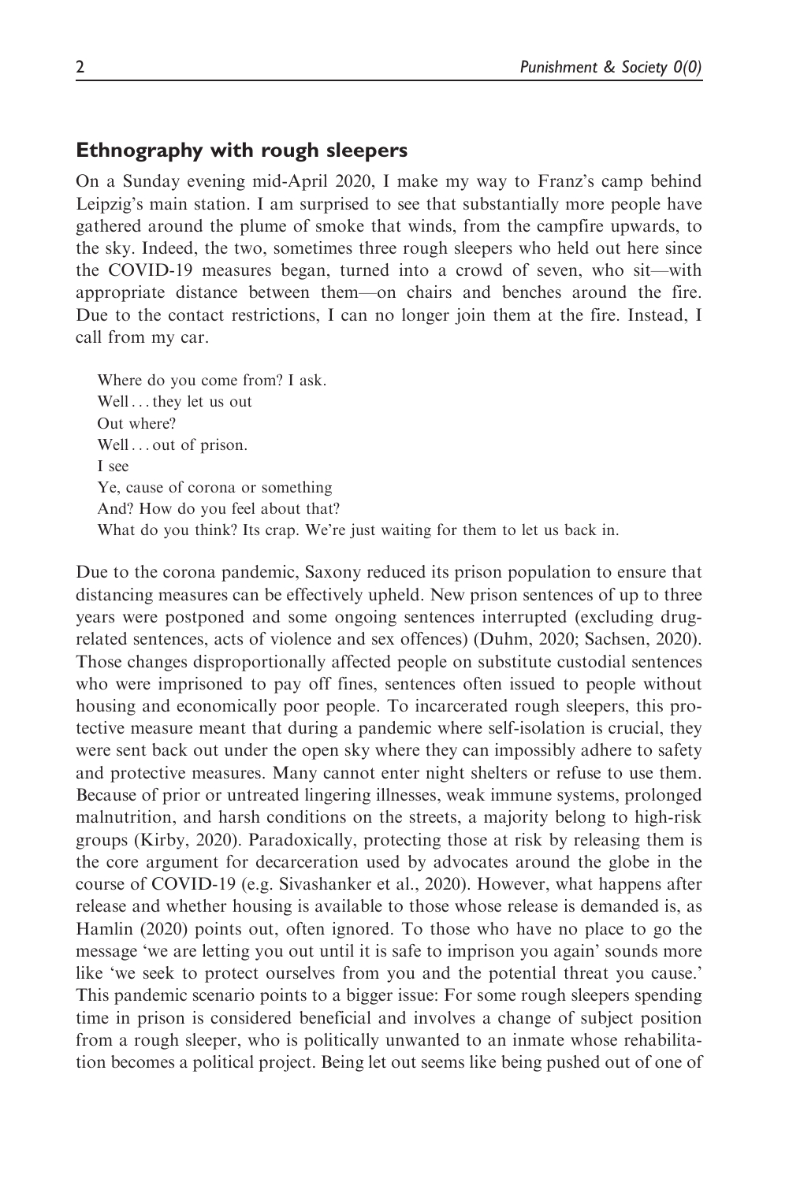## Ethnography with rough sleepers

On a Sunday evening mid-April 2020, I make my way to Franz's camp behind Leipzig's main station. I am surprised to see that substantially more people have gathered around the plume of smoke that winds, from the campfire upwards, to the sky. Indeed, the two, sometimes three rough sleepers who held out here since the COVID-19 measures began, turned into a crowd of seven, who sit—with appropriate distance between them—on chairs and benches around the fire. Due to the contact restrictions, I can no longer join them at the fire. Instead, I call from my car.

> Where do you come from? I ask.
> Well . . . they let us out
> Out where?
> Well . . . out of prison.
> I see
> Ye, cause of corona or something
> And? How do you feel about that?
> What do you think? Its crap. We're just waiting for them to let us back in.

Due to the corona pandemic, Saxony reduced its prison population to ensure that distancing measures can be effectively upheld. New prison sentences of up to three years were postponed and some ongoing sentences interrupted (excluding drug-related sentences, acts of violence and sex offences) (Duhm, 2020; Sachsen, 2020). Those changes disproportionally affected people on substitute custodial sentences who were imprisoned to pay off fines, sentences often issued to people without housing and economically poor people. To incarcerated rough sleepers, this protective measure meant that during a pandemic where self-isolation is crucial, they were sent back out under the open sky where they can impossibly adhere to safety and protective measures. Many cannot enter night shelters or refuse to use them. Because of prior or untreated lingering illnesses, weak immune systems, prolonged malnutrition, and harsh conditions on the streets, a majority belong to high-risk groups (Kirby, 2020). Paradoxically, protecting those at risk by releasing them is the core argument for decarceration used by advocates around the globe in the course of COVID-19 (e.g. Sivashanker et al., 2020). However, what happens after release and whether housing is available to those whose release is demanded is, as Hamlin (2020) points out, often ignored. To those who have no place to go the message 'we are letting you out until it is safe to imprison you again' sounds more like 'we seek to protect ourselves from you and the potential threat you cause.' This pandemic scenario points to a bigger issue: For some rough sleepers spending time in prison is considered beneficial and involves a change of subject position from a rough sleeper, who is politically unwanted to an inmate whose rehabilitation becomes a political project. Being let out seems like being pushed out of one of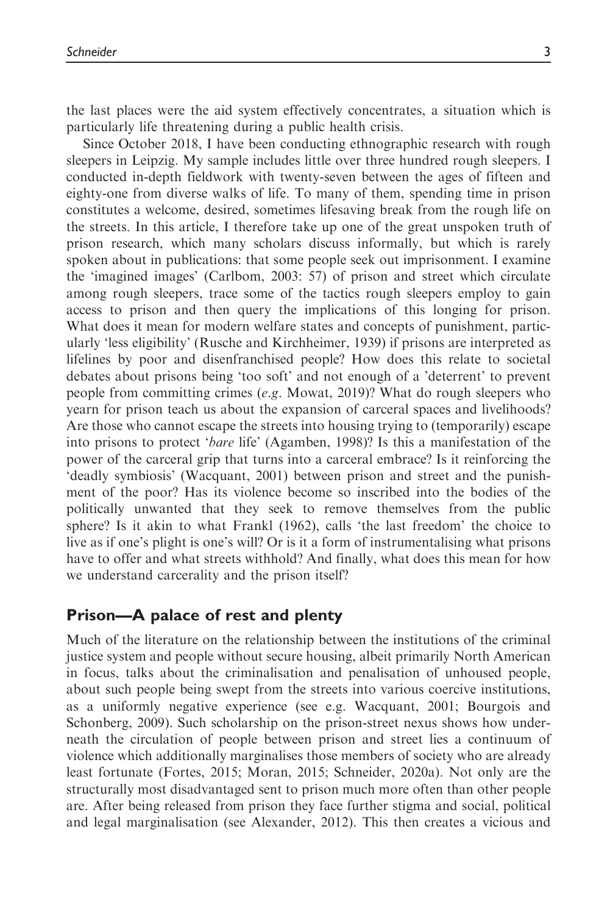the last places were the aid system effectively concentrates, a situation which is particularly life threatening during a public health crisis.

Since October 2018, I have been conducting ethnographic research with rough sleepers in Leipzig. My sample includes little over three hundred rough sleepers. I conducted in-depth fieldwork with twenty-seven between the ages of fifteen and eighty-one from diverse walks of life. To many of them, spending time in prison constitutes a welcome, desired, sometimes lifesaving break from the rough life on the streets. In this article, I therefore take up one of the great unspoken truth of prison research, which many scholars discuss informally, but which is rarely spoken about in publications: that some people seek out imprisonment. I examine the 'imagined images' (Carlbom, 2003: 57) of prison and street which circulate among rough sleepers, trace some of the tactics rough sleepers employ to gain access to prison and then query the implications of this longing for prison. What does it mean for modern welfare states and concepts of punishment, particularly 'less eligibility' (Rusche and Kirchheimer, 1939) if prisons are interpreted as lifelines by poor and disenfranchised people? How does this relate to societal debates about prisons being 'too soft' and not enough of a 'deterrent' to prevent people from committing crimes (*e.g*. Mowat, 2019)? What do rough sleepers who yearn for prison teach us about the expansion of carceral spaces and livelihoods? Are those who cannot escape the streets into housing trying to (temporarily) escape into prisons to protect '*bare* life' (Agamben, 1998)? Is this a manifestation of the power of the carceral grip that turns into a carceral embrace? Is it reinforcing the 'deadly symbiosis' (Wacquant, 2001) between prison and street and the punishment of the poor? Has its violence become so inscribed into the bodies of the politically unwanted that they seek to remove themselves from the public sphere? Is it akin to what Frankl (1962), calls 'the last freedom' the choice to live as if one's plight is one's will? Or is it a form of instrumentalising what prisons have to offer and what streets withhold? And finally, what does this mean for how we understand carcerality and the prison itself?

## Prison—A palace of rest and plenty

Much of the literature on the relationship between the institutions of the criminal justice system and people without secure housing, albeit primarily North American in focus, talks about the criminalisation and penalisation of unhoused people, about such people being swept from the streets into various coercive institutions, as a uniformly negative experience (see e.g. Wacquant, 2001; Bourgois and Schonberg, 2009). Such scholarship on the prison-street nexus shows how underneath the circulation of people between prison and street lies a continuum of violence which additionally marginalises those members of society who are already least fortunate (Fortes, 2015; Moran, 2015; Schneider, 2020a). Not only are the structurally most disadvantaged sent to prison much more often than other people are. After being released from prison they face further stigma and social, political and legal marginalisation (see Alexander, 2012). This then creates a vicious and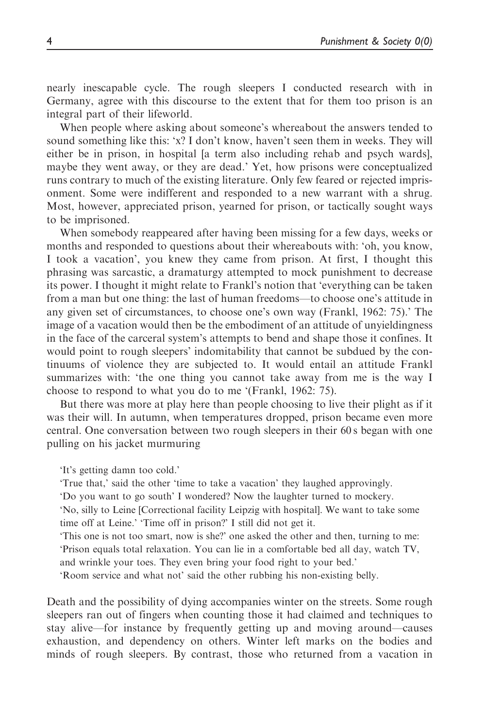nearly inescapable cycle. The rough sleepers I conducted research with in Germany, agree with this discourse to the extent that for them too prison is an integral part of their lifeworld.

When people where asking about someone's whereabout the answers tended to sound something like this: 'x? I don't know, haven't seen them in weeks. They will either be in prison, in hospital [a term also including rehab and psych wards], maybe they went away, or they are dead.' Yet, how prisons were conceptualized runs contrary to much of the existing literature. Only few feared or rejected imprisonment. Some were indifferent and responded to a new warrant with a shrug. Most, however, appreciated prison, yearned for prison, or tactically sought ways to be imprisoned.

When somebody reappeared after having been missing for a few days, weeks or months and responded to questions about their whereabouts with: 'oh, you know, I took a vacation', you knew they came from prison. At first, I thought this phrasing was sarcastic, a dramaturgy attempted to mock punishment to decrease its power. I thought it might relate to Frankl's notion that 'everything can be taken from a man but one thing: the last of human freedoms—to choose one's attitude in any given set of circumstances, to choose one's own way (Frankl, 1962: 75).' The image of a vacation would then be the embodiment of an attitude of unyieldingness in the face of the carceral system's attempts to bend and shape those it confines. It would point to rough sleepers' indomitability that cannot be subdued by the continuums of violence they are subjected to. It would entail an attitude Frankl summarizes with: 'the one thing you cannot take away from me is the way I choose to respond to what you do to me '(Frankl, 1962: 75).

But there was more at play here than people choosing to live their plight as if it was their will. In autumn, when temperatures dropped, prison became even more central. One conversation between two rough sleepers in their 60 s began with one pulling on his jacket murmuring

> 'It's getting damn too cold.'
> 'True that,' said the other 'time to take a vacation' they laughed approvingly.
> 'Do you want to go south' I wondered? Now the laughter turned to mockery.
> 'No, silly to Leine [Correctional facility Leipzig with hospital]. We want to take some time off at Leine.' 'Time off in prison?' I still did not get it.
> 'This one is not too smart, now is she?' one asked the other and then, turning to me: 'Prison equals total relaxation. You can lie in a comfortable bed all day, watch TV, and wrinkle your toes. They even bring your food right to your bed.'
> 'Room service and what not' said the other rubbing his non-existing belly.

Death and the possibility of dying accompanies winter on the streets. Some rough sleepers ran out of fingers when counting those it had claimed and techniques to stay alive—for instance by frequently getting up and moving around—causes exhaustion, and dependency on others. Winter left marks on the bodies and minds of rough sleepers. By contrast, those who returned from a vacation in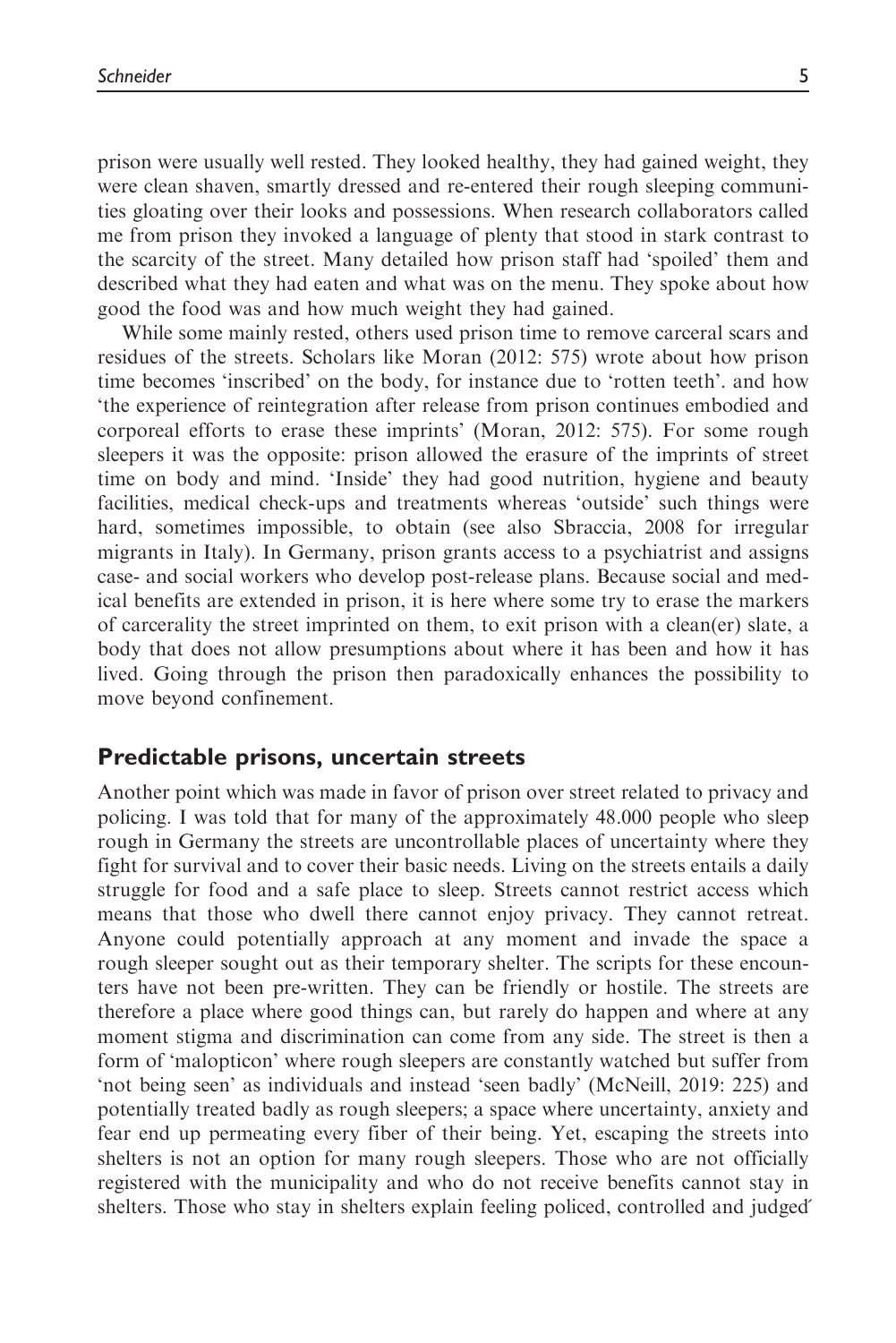prison were usually well rested. They looked healthy, they had gained weight, they were clean shaven, smartly dressed and re-entered their rough sleeping communities gloating over their looks and possessions. When research collaborators called me from prison they invoked a language of plenty that stood in stark contrast to the scarcity of the street. Many detailed how prison staff had 'spoiled' them and described what they had eaten and what was on the menu. They spoke about how good the food was and how much weight they had gained.

While some mainly rested, others used prison time to remove carceral scars and residues of the streets. Scholars like Moran (2012: 575) wrote about how prison time becomes 'inscribed' on the body, for instance due to 'rotten teeth'. and how 'the experience of reintegration after release from prison continues embodied and corporeal efforts to erase these imprints' (Moran, 2012: 575). For some rough sleepers it was the opposite: prison allowed the erasure of the imprints of street time on body and mind. 'Inside' they had good nutrition, hygiene and beauty facilities, medical check-ups and treatments whereas 'outside' such things were hard, sometimes impossible, to obtain (see also Sbraccia, 2008 for irregular migrants in Italy). In Germany, prison grants access to a psychiatrist and assigns case- and social workers who develop post-release plans. Because social and medical benefits are extended in prison, it is here where some try to erase the markers of carcerality the street imprinted on them, to exit prison with a clean(er) slate, a body that does not allow presumptions about where it has been and how it has lived. Going through the prison then paradoxically enhances the possibility to move beyond confinement.

## Predictable prisons, uncertain streets

Another point which was made in favor of prison over street related to privacy and policing. I was told that for many of the approximately 48.000 people who sleep rough in Germany the streets are uncontrollable places of uncertainty where they fight for survival and to cover their basic needs. Living on the streets entails a daily struggle for food and a safe place to sleep. Streets cannot restrict access which means that those who dwell there cannot enjoy privacy. They cannot retreat. Anyone could potentially approach at any moment and invade the space a rough sleeper sought out as their temporary shelter. The scripts for these encounters have not been pre-written. They can be friendly or hostile. The streets are therefore a place where good things can, but rarely do happen and where at any moment stigma and discrimination can come from any side. The street is then a form of 'malopticon' where rough sleepers are constantly watched but suffer from 'not being seen' as individuals and instead 'seen badly' (McNeill, 2019: 225) and potentially treated badly as rough sleepers; a space where uncertainty, anxiety and fear end up permeating every fiber of their being. Yet, escaping the streets into shelters is not an option for many rough sleepers. Those who are not officially registered with the municipality and who do not receive benefits cannot stay in shelters. Those who stay in shelters explain feeling policed, controlled and judged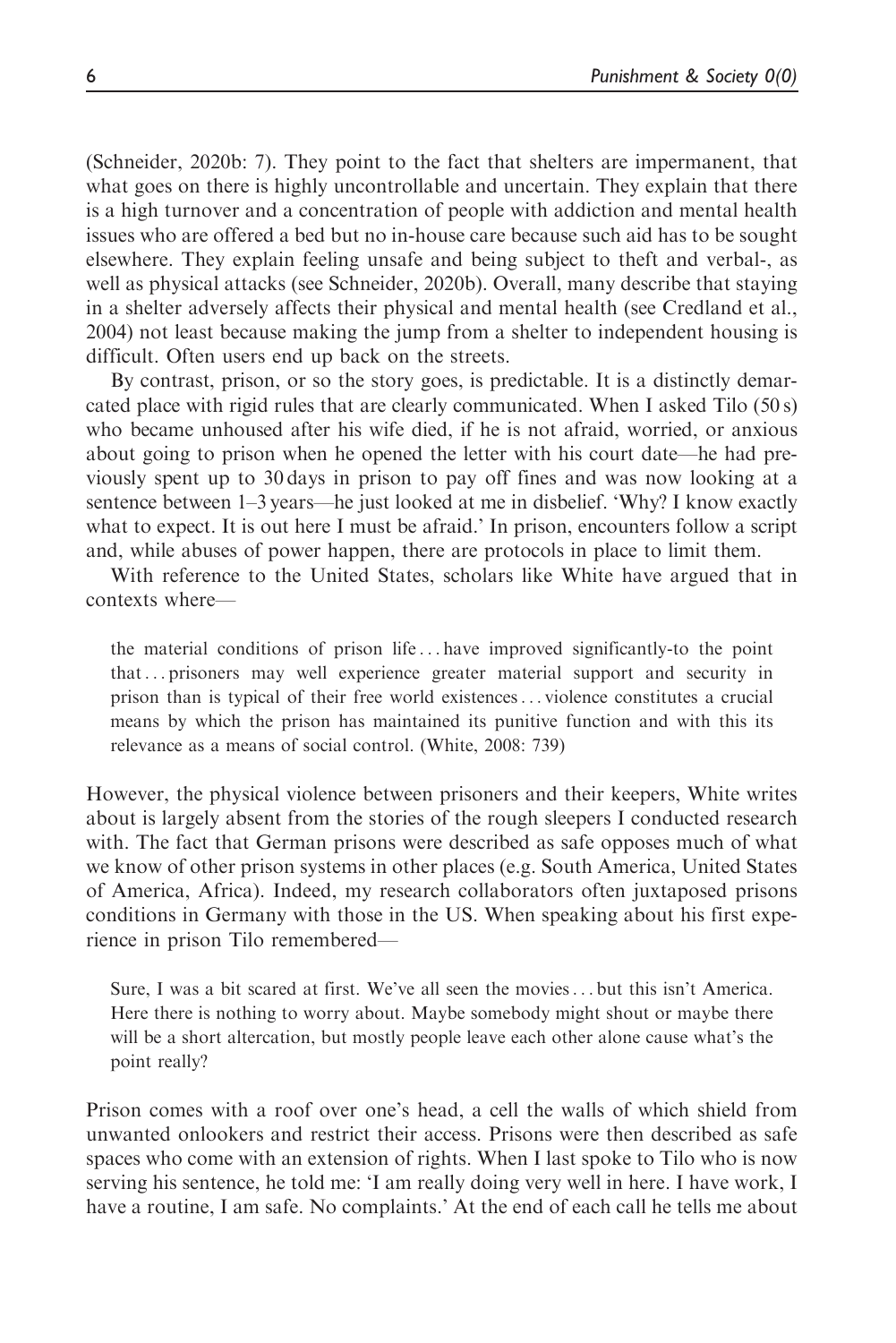(Schneider, 2020b: 7). They point to the fact that shelters are impermanent, that what goes on there is highly uncontrollable and uncertain. They explain that there is a high turnover and a concentration of people with addiction and mental health issues who are offered a bed but no in-house care because such aid has to be sought elsewhere. They explain feeling unsafe and being subject to theft and verbal-, as well as physical attacks (see Schneider, 2020b). Overall, many describe that staying in a shelter adversely affects their physical and mental health (see Credland et al., 2004) not least because making the jump from a shelter to independent housing is difficult. Often users end up back on the streets.

By contrast, prison, or so the story goes, is predictable. It is a distinctly demarcated place with rigid rules that are clearly communicated. When I asked Tilo (50 s) who became unhoused after his wife died, if he is not afraid, worried, or anxious about going to prison when he opened the letter with his court date—he had previously spent up to 30 days in prison to pay off fines and was now looking at a sentence between 1–3 years—he just looked at me in disbelief. 'Why? I know exactly what to expect. It is out here I must be afraid.' In prison, encounters follow a script and, while abuses of power happen, there are protocols in place to limit them.

With reference to the United States, scholars like White have argued that in contexts where—

> the material conditions of prison life . . . have improved significantly-to the point that . . . prisoners may well experience greater material support and security in prison than is typical of their free world existences . . . violence constitutes a crucial means by which the prison has maintained its punitive function and with this its relevance as a means of social control. (White, 2008: 739)

However, the physical violence between prisoners and their keepers, White writes about is largely absent from the stories of the rough sleepers I conducted research with. The fact that German prisons were described as safe opposes much of what we know of other prison systems in other places (e.g. South America, United States of America, Africa). Indeed, my research collaborators often juxtaposed prisons conditions in Germany with those in the US. When speaking about his first experience in prison Tilo remembered—

> Sure, I was a bit scared at first. We've all seen the movies . . . but this isn't America. Here there is nothing to worry about. Maybe somebody might shout or maybe there will be a short altercation, but mostly people leave each other alone cause what's the point really?

Prison comes with a roof over one's head, a cell the walls of which shield from unwanted onlookers and restrict their access. Prisons were then described as safe spaces who come with an extension of rights. When I last spoke to Tilo who is now serving his sentence, he told me: 'I am really doing very well in here. I have work, I have a routine, I am safe. No complaints.' At the end of each call he tells me about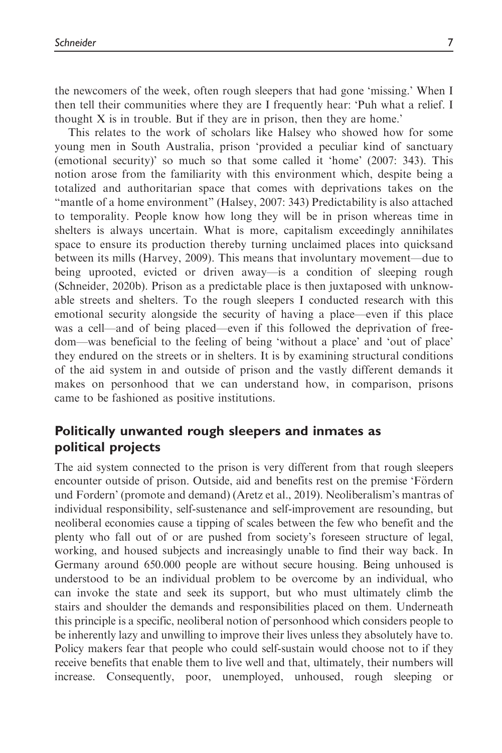the newcomers of the week, often rough sleepers that had gone 'missing.' When I then tell their communities where they are I frequently hear: 'Puh what a relief. I thought X is in trouble. But if they are in prison, then they are home.'

This relates to the work of scholars like Halsey who showed how for some young men in South Australia, prison 'provided a peculiar kind of sanctuary (emotional security)' so much so that some called it 'home' (2007: 343). This notion arose from the familiarity with this environment which, despite being a totalized and authoritarian space that comes with deprivations takes on the "mantle of a home environment" (Halsey, 2007: 343) Predictability is also attached to temporality. People know how long they will be in prison whereas time in shelters is always uncertain. What is more, capitalism exceedingly annihilates space to ensure its production thereby turning unclaimed places into quicksand between its mills (Harvey, 2009). This means that involuntary movement—due to being uprooted, evicted or driven away—is a condition of sleeping rough (Schneider, 2020b). Prison as a predictable place is then juxtaposed with unknowable streets and shelters. To the rough sleepers I conducted research with this emotional security alongside the security of having a place—even if this place was a cell—and of being placed—even if this followed the deprivation of freedom—was beneficial to the feeling of being 'without a place' and 'out of place' they endured on the streets or in shelters. It is by examining structural conditions of the aid system in and outside of prison and the vastly different demands it makes on personhood that we can understand how, in comparison, prisons came to be fashioned as positive institutions.

## Politically unwanted rough sleepers and inmates as political projects

The aid system connected to the prison is very different from that rough sleepers encounter outside of prison. Outside, aid and benefits rest on the premise 'Fördern und Fordern' (promote and demand) (Aretz et al., 2019). Neoliberalism's mantras of individual responsibility, self-sustenance and self-improvement are resounding, but neoliberal economies cause a tipping of scales between the few who benefit and the plenty who fall out of or are pushed from society's foreseen structure of legal, working, and housed subjects and increasingly unable to find their way back. In Germany around 650.000 people are without secure housing. Being unhoused is understood to be an individual problem to be overcome by an individual, who can invoke the state and seek its support, but who must ultimately climb the stairs and shoulder the demands and responsibilities placed on them. Underneath this principle is a specific, neoliberal notion of personhood which considers people to be inherently lazy and unwilling to improve their lives unless they absolutely have to. Policy makers fear that people who could self-sustain would choose not to if they receive benefits that enable them to live well and that, ultimately, their numbers will increase. Consequently, poor, unemployed, unhoused, rough sleeping or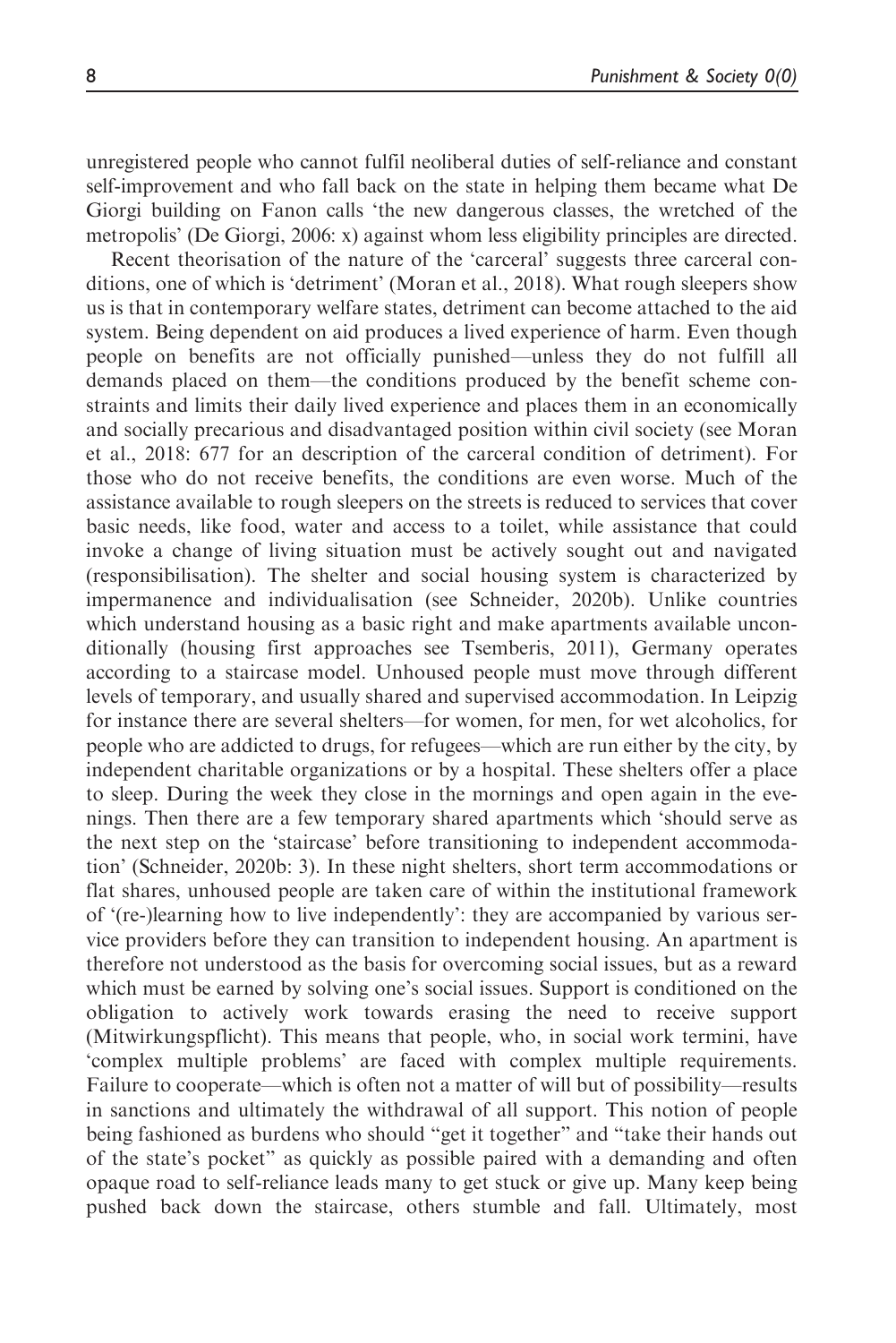unregistered people who cannot fulfil neoliberal duties of self-reliance and constant self-improvement and who fall back on the state in helping them became what De Giorgi building on Fanon calls 'the new dangerous classes, the wretched of the metropolis' (De Giorgi, 2006: x) against whom less eligibility principles are directed.

Recent theorisation of the nature of the 'carceral' suggests three carceral conditions, one of which is 'detriment' (Moran et al., 2018). What rough sleepers show us is that in contemporary welfare states, detriment can become attached to the aid system. Being dependent on aid produces a lived experience of harm. Even though people on benefits are not officially punished—unless they do not fulfill all demands placed on them—the conditions produced by the benefit scheme constraints and limits their daily lived experience and places them in an economically and socially precarious and disadvantaged position within civil society (see Moran et al., 2018: 677 for an description of the carceral condition of detriment). For those who do not receive benefits, the conditions are even worse. Much of the assistance available to rough sleepers on the streets is reduced to services that cover basic needs, like food, water and access to a toilet, while assistance that could invoke a change of living situation must be actively sought out and navigated (responsibilisation). The shelter and social housing system is characterized by impermanence and individualisation (see Schneider, 2020b). Unlike countries which understand housing as a basic right and make apartments available unconditionally (housing first approaches see Tsemberis, 2011), Germany operates according to a staircase model. Unhoused people must move through different levels of temporary, and usually shared and supervised accommodation. In Leipzig for instance there are several shelters—for women, for men, for wet alcoholics, for people who are addicted to drugs, for refugees—which are run either by the city, by independent charitable organizations or by a hospital. These shelters offer a place to sleep. During the week they close in the mornings and open again in the evenings. Then there are a few temporary shared apartments which 'should serve as the next step on the 'staircase' before transitioning to independent accommodation' (Schneider, 2020b: 3). In these night shelters, short term accommodations or flat shares, unhoused people are taken care of within the institutional framework of '(re-)learning how to live independently': they are accompanied by various service providers before they can transition to independent housing. An apartment is therefore not understood as the basis for overcoming social issues, but as a reward which must be earned by solving one's social issues. Support is conditioned on the obligation to actively work towards erasing the need to receive support (Mitwirkungspflicht). This means that people, who, in social work termini, have 'complex multiple problems' are faced with complex multiple requirements. Failure to cooperate—which is often not a matter of will but of possibility—results in sanctions and ultimately the withdrawal of all support. This notion of people being fashioned as burdens who should "get it together" and "take their hands out of the state's pocket" as quickly as possible paired with a demanding and often opaque road to self-reliance leads many to get stuck or give up. Many keep being pushed back down the staircase, others stumble and fall. Ultimately, most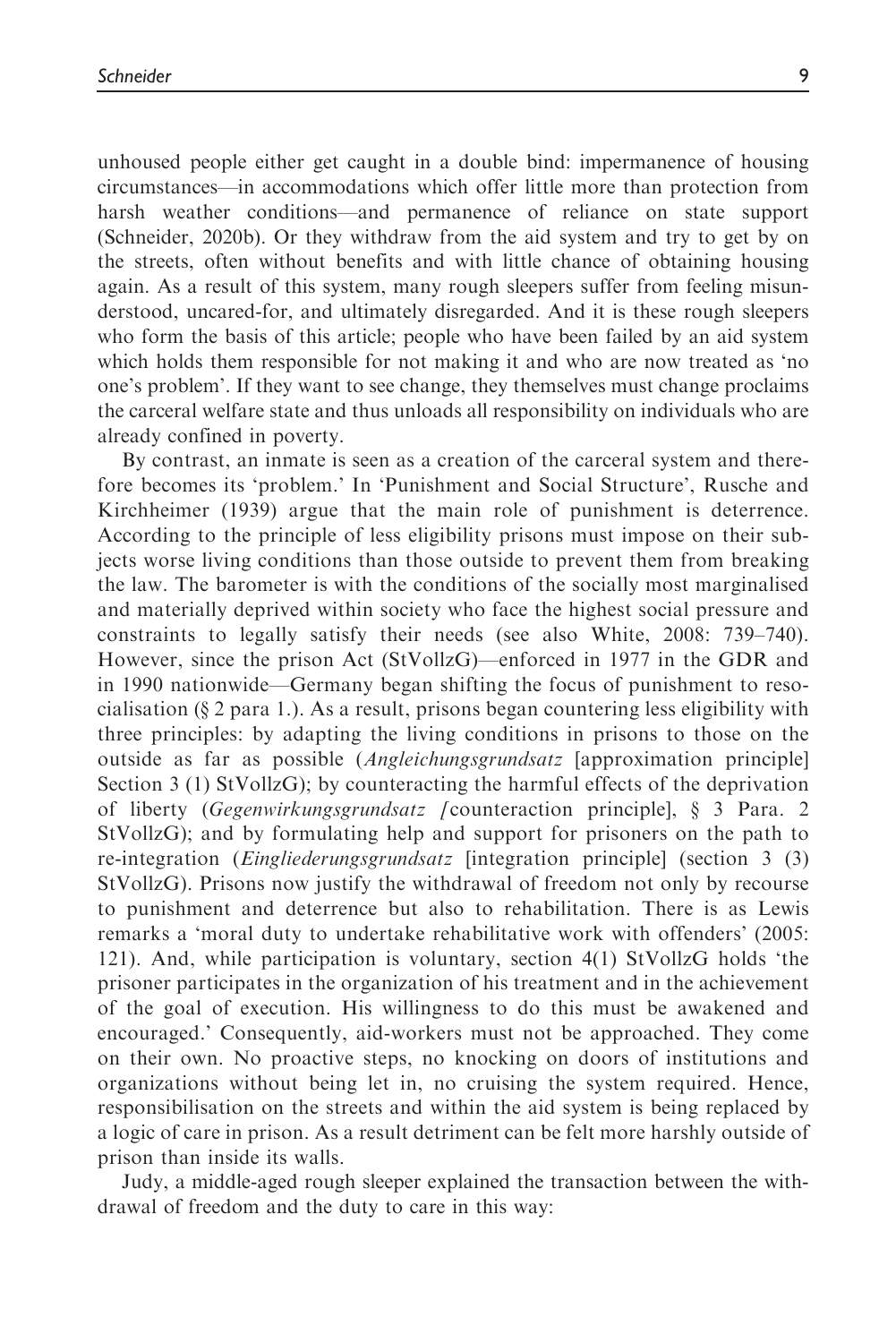unhoused people either get caught in a double bind: impermanence of housing circumstances—in accommodations which offer little more than protection from harsh weather conditions—and permanence of reliance on state support (Schneider, 2020b). Or they withdraw from the aid system and try to get by on the streets, often without benefits and with little chance of obtaining housing again. As a result of this system, many rough sleepers suffer from feeling misunderstood, uncared-for, and ultimately disregarded. And it is these rough sleepers who form the basis of this article; people who have been failed by an aid system which holds them responsible for not making it and who are now treated as 'no one's problem'. If they want to see change, they themselves must change proclaims the carceral welfare state and thus unloads all responsibility on individuals who are already confined in poverty.

By contrast, an inmate is seen as a creation of the carceral system and therefore becomes its 'problem.' In 'Punishment and Social Structure', Rusche and Kirchheimer (1939) argue that the main role of punishment is deterrence. According to the principle of less eligibility prisons must impose on their subjects worse living conditions than those outside to prevent them from breaking the law. The barometer is with the conditions of the socially most marginalised and materially deprived within society who face the highest social pressure and constraints to legally satisfy their needs (see also White, 2008: 739–740). However, since the prison Act (StVollzG)—enforced in 1977 in the GDR and in 1990 nationwide—Germany began shifting the focus of punishment to resocialisation (§ 2 para 1.). As a result, prisons began countering less eligibility with three principles: by adapting the living conditions in prisons to those on the outside as far as possible (*Angleichungsgrundsatz* [approximation principle] Section 3 (1) StVollzG); by counteracting the harmful effects of the deprivation of liberty (*Gegenwirkungsgrundsatz* [counteraction principle], § 3 Para. 2 StVollzG); and by formulating help and support for prisoners on the path to re-integration (*Eingliederungsgrundsatz* [integration principle] (section 3 (3) StVollzG). Prisons now justify the withdrawal of freedom not only by recourse to punishment and deterrence but also to rehabilitation. There is as Lewis remarks a 'moral duty to undertake rehabilitative work with offenders' (2005: 121). And, while participation is voluntary, section 4(1) StVollzG holds 'the prisoner participates in the organization of his treatment and in the achievement of the goal of execution. His willingness to do this must be awakened and encouraged.' Consequently, aid-workers must not be approached. They come on their own. No proactive steps, no knocking on doors of institutions and organizations without being let in, no cruising the system required. Hence, responsibilisation on the streets and within the aid system is being replaced by a logic of care in prison. As a result detriment can be felt more harshly outside of prison than inside its walls.

Judy, a middle-aged rough sleeper explained the transaction between the withdrawal of freedom and the duty to care in this way: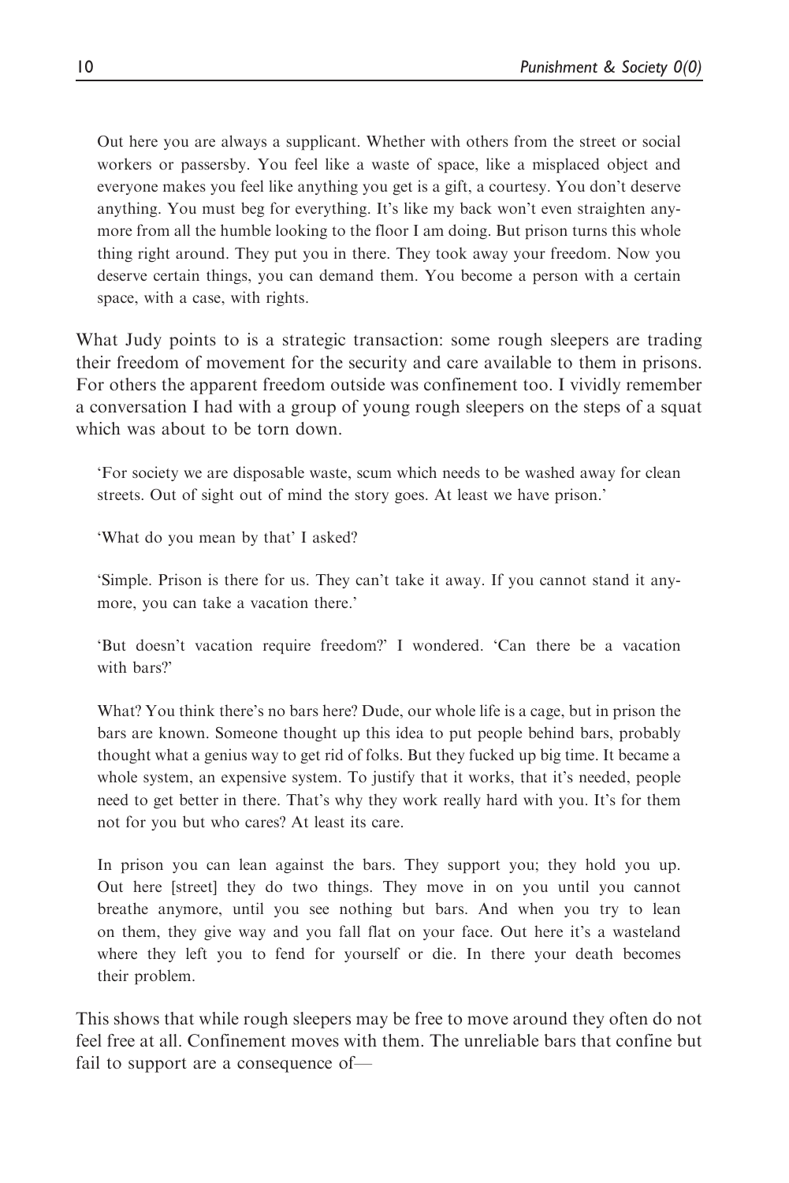> Out here you are always a supplicant. Whether with others from the street or social workers or passersby. You feel like a waste of space, like a misplaced object and everyone makes you feel like anything you get is a gift, a courtesy. You don't deserve anything. You must beg for everything. It's like my back won't even straighten anymore from all the humble looking to the floor I am doing. But prison turns this whole thing right around. They put you in there. They took away your freedom. Now you deserve certain things, you can demand them. You become a person with a certain space, with a case, with rights.

What Judy points to is a strategic transaction: some rough sleepers are trading their freedom of movement for the security and care available to them in prisons. For others the apparent freedom outside was confinement too. I vividly remember a conversation I had with a group of young rough sleepers on the steps of a squat which was about to be torn down.

> 'For society we are disposable waste, scum which needs to be washed away for clean streets. Out of sight out of mind the story goes. At least we have prison.'
>
> 'What do you mean by that' I asked?
>
> 'Simple. Prison is there for us. They can't take it away. If you cannot stand it anymore, you can take a vacation there.'
>
> 'But doesn't vacation require freedom?' I wondered. 'Can there be a vacation with bars?'
>
> What? You think there's no bars here? Dude, our whole life is a cage, but in prison the bars are known. Someone thought up this idea to put people behind bars, probably thought what a genius way to get rid of folks. But they fucked up big time. It became a whole system, an expensive system. To justify that it works, that it's needed, people need to get better in there. That's why they work really hard with you. It's for them not for you but who cares? At least its care.
>
> In prison you can lean against the bars. They support you; they hold you up. Out here [street] they do two things. They move in on you until you cannot breathe anymore, until you see nothing but bars. And when you try to lean on them, they give way and you fall flat on your face. Out here it's a wasteland where they left you to fend for yourself or die. In there your death becomes their problem.

This shows that while rough sleepers may be free to move around they often do not feel free at all. Confinement moves with them. The unreliable bars that confine but fail to support are a consequence of—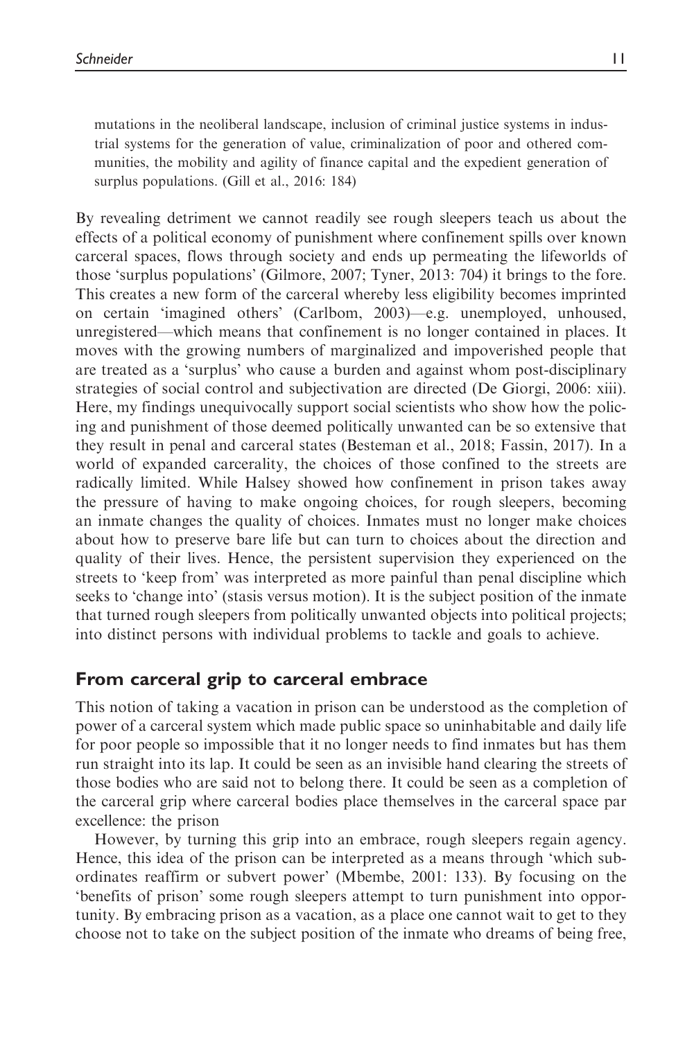> mutations in the neoliberal landscape, inclusion of criminal justice systems in industrial systems for the generation of value, criminalization of poor and othered communities, the mobility and agility of finance capital and the expedient generation of surplus populations. (Gill et al., 2016: 184)

By revealing detriment we cannot readily see rough sleepers teach us about the effects of a political economy of punishment where confinement spills over known carceral spaces, flows through society and ends up permeating the lifeworlds of those 'surplus populations' (Gilmore, 2007; Tyner, 2013: 704) it brings to the fore. This creates a new form of the carceral whereby less eligibility becomes imprinted on certain 'imagined others' (Carlbom, 2003)—e.g. unemployed, unhoused, unregistered—which means that confinement is no longer contained in places. It moves with the growing numbers of marginalized and impoverished people that are treated as a 'surplus' who cause a burden and against whom post-disciplinary strategies of social control and subjectivation are directed (De Giorgi, 2006: xiii). Here, my findings unequivocally support social scientists who show how the policing and punishment of those deemed politically unwanted can be so extensive that they result in penal and carceral states (Besteman et al., 2018; Fassin, 2017). In a world of expanded carcerality, the choices of those confined to the streets are radically limited. While Halsey showed how confinement in prison takes away the pressure of having to make ongoing choices, for rough sleepers, becoming an inmate changes the quality of choices. Inmates must no longer make choices about how to preserve bare life but can turn to choices about the direction and quality of their lives. Hence, the persistent supervision they experienced on the streets to 'keep from' was interpreted as more painful than penal discipline which seeks to 'change into' (stasis versus motion). It is the subject position of the inmate that turned rough sleepers from politically unwanted objects into political projects; into distinct persons with individual problems to tackle and goals to achieve.

## From carceral grip to carceral embrace

This notion of taking a vacation in prison can be understood as the completion of power of a carceral system which made public space so uninhabitable and daily life for poor people so impossible that it no longer needs to find inmates but has them run straight into its lap. It could be seen as an invisible hand clearing the streets of those bodies who are said not to belong there. It could be seen as a completion of the carceral grip where carceral bodies place themselves in the carceral space par excellence: the prison

However, by turning this grip into an embrace, rough sleepers regain agency. Hence, this idea of the prison can be interpreted as a means through 'which subordinates reaffirm or subvert power' (Mbembe, 2001: 133). By focusing on the 'benefits of prison' some rough sleepers attempt to turn punishment into opportunity. By embracing prison as a vacation, as a place one cannot wait to get to they choose not to take on the subject position of the inmate who dreams of being free,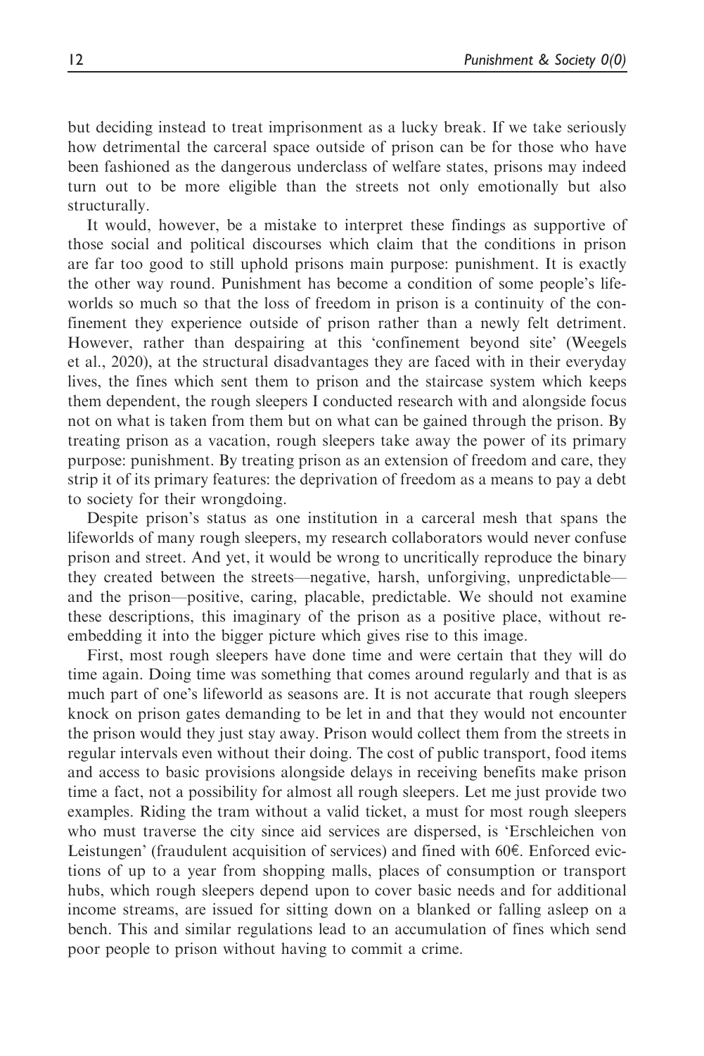but deciding instead to treat imprisonment as a lucky break. If we take seriously how detrimental the carceral space outside of prison can be for those who have been fashioned as the dangerous underclass of welfare states, prisons may indeed turn out to be more eligible than the streets not only emotionally but also structurally.

It would, however, be a mistake to interpret these findings as supportive of those social and political discourses which claim that the conditions in prison are far too good to still uphold prisons main purpose: punishment. It is exactly the other way round. Punishment has become a condition of some people's lifeworlds so much so that the loss of freedom in prison is a continuity of the confinement they experience outside of prison rather than a newly felt detriment. However, rather than despairing at this 'confinement beyond site' (Weegels et al., 2020), at the structural disadvantages they are faced with in their everyday lives, the fines which sent them to prison and the staircase system which keeps them dependent, the rough sleepers I conducted research with and alongside focus not on what is taken from them but on what can be gained through the prison. By treating prison as a vacation, rough sleepers take away the power of its primary purpose: punishment. By treating prison as an extension of freedom and care, they strip it of its primary features: the deprivation of freedom as a means to pay a debt to society for their wrongdoing.

Despite prison's status as one institution in a carceral mesh that spans the lifeworlds of many rough sleepers, my research collaborators would never confuse prison and street. And yet, it would be wrong to uncritically reproduce the binary they created between the streets—negative, harsh, unforgiving, unpredictable—and the prison—positive, caring, placable, predictable. We should not examine these descriptions, this imaginary of the prison as a positive place, without re-embedding it into the bigger picture which gives rise to this image.

First, most rough sleepers have done time and were certain that they will do time again. Doing time was something that comes around regularly and that is as much part of one's lifeworld as seasons are. It is not accurate that rough sleepers knock on prison gates demanding to be let in and that they would not encounter the prison would they just stay away. Prison would collect them from the streets in regular intervals even without their doing. The cost of public transport, food items and access to basic provisions alongside delays in receiving benefits make prison time a fact, not a possibility for almost all rough sleepers. Let me just provide two examples. Riding the tram without a valid ticket, a must for most rough sleepers who must traverse the city since aid services are dispersed, is 'Erschleichen von Leistungen' (fraudulent acquisition of services) and fined with 60€. Enforced evictions of up to a year from shopping malls, places of consumption or transport hubs, which rough sleepers depend upon to cover basic needs and for additional income streams, are issued for sitting down on a blanked or falling asleep on a bench. This and similar regulations lead to an accumulation of fines which send poor people to prison without having to commit a crime.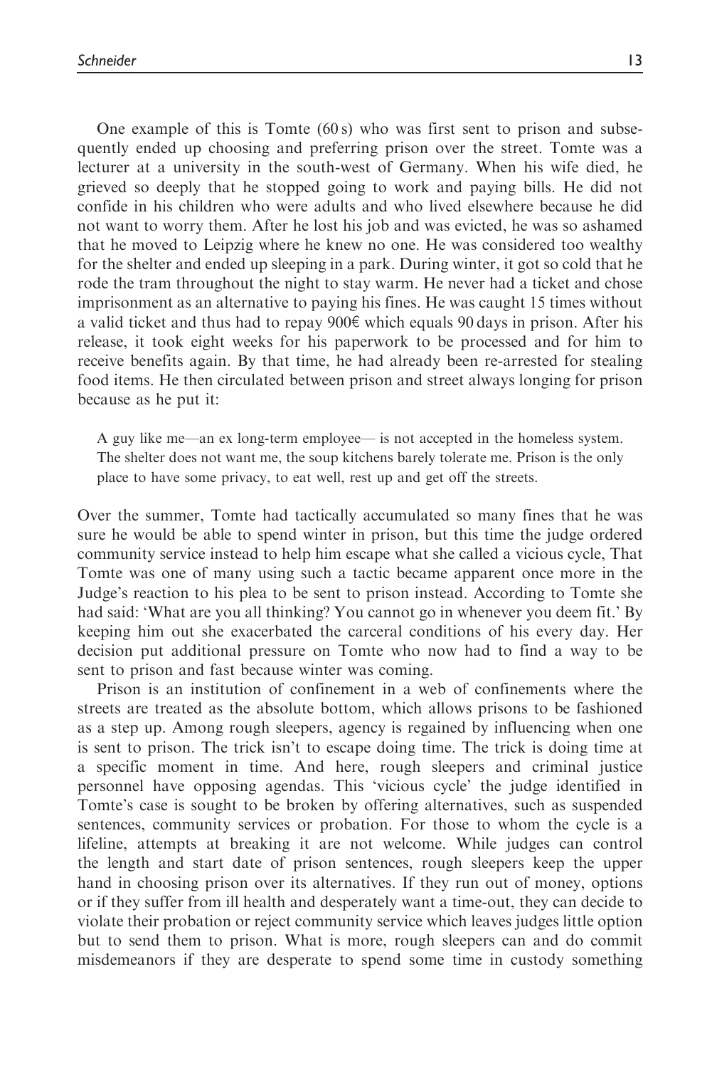One example of this is Tomte (60 s) who was first sent to prison and subsequently ended up choosing and preferring prison over the street. Tomte was a lecturer at a university in the south-west of Germany. When his wife died, he grieved so deeply that he stopped going to work and paying bills. He did not confide in his children who were adults and who lived elsewhere because he did not want to worry them. After he lost his job and was evicted, he was so ashamed that he moved to Leipzig where he knew no one. He was considered too wealthy for the shelter and ended up sleeping in a park. During winter, it got so cold that he rode the tram throughout the night to stay warm. He never had a ticket and chose imprisonment as an alternative to paying his fines. He was caught 15 times without a valid ticket and thus had to repay 900€ which equals 90 days in prison. After his release, it took eight weeks for his paperwork to be processed and for him to receive benefits again. By that time, he had already been re-arrested for stealing food items. He then circulated between prison and street always longing for prison because as he put it:

> A guy like me—an ex long-term employee— is not accepted in the homeless system. The shelter does not want me, the soup kitchens barely tolerate me. Prison is the only place to have some privacy, to eat well, rest up and get off the streets.

Over the summer, Tomte had tactically accumulated so many fines that he was sure he would be able to spend winter in prison, but this time the judge ordered community service instead to help him escape what she called a vicious cycle, That Tomte was one of many using such a tactic became apparent once more in the Judge's reaction to his plea to be sent to prison instead. According to Tomte she had said: 'What are you all thinking? You cannot go in whenever you deem fit.' By keeping him out she exacerbated the carceral conditions of his every day. Her decision put additional pressure on Tomte who now had to find a way to be sent to prison and fast because winter was coming.

Prison is an institution of confinement in a web of confinements where the streets are treated as the absolute bottom, which allows prisons to be fashioned as a step up. Among rough sleepers, agency is regained by influencing when one is sent to prison. The trick isn't to escape doing time. The trick is doing time at a specific moment in time. And here, rough sleepers and criminal justice personnel have opposing agendas. This 'vicious cycle' the judge identified in Tomte's case is sought to be broken by offering alternatives, such as suspended sentences, community services or probation. For those to whom the cycle is a lifeline, attempts at breaking it are not welcome. While judges can control the length and start date of prison sentences, rough sleepers keep the upper hand in choosing prison over its alternatives. If they run out of money, options or if they suffer from ill health and desperately want a time-out, they can decide to violate their probation or reject community service which leaves judges little option but to send them to prison. What is more, rough sleepers can and do commit misdemeanors if they are desperate to spend some time in custody something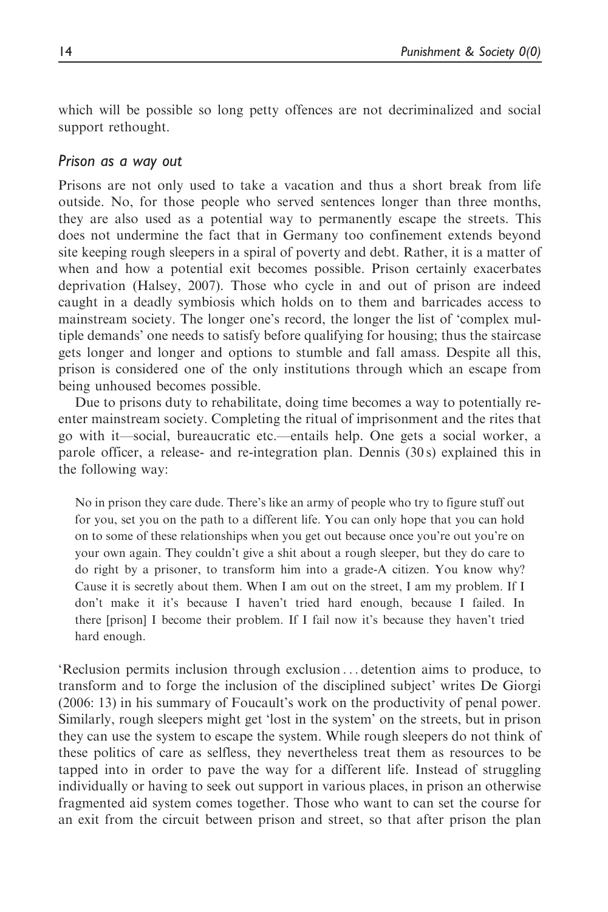which will be possible so long petty offences are not decriminalized and social support rethought.

### *Prison as a way out*

Prisons are not only used to take a vacation and thus a short break from life outside. No, for those people who served sentences longer than three months, they are also used as a potential way to permanently escape the streets. This does not undermine the fact that in Germany too confinement extends beyond site keeping rough sleepers in a spiral of poverty and debt. Rather, it is a matter of when and how a potential exit becomes possible. Prison certainly exacerbates deprivation (Halsey, 2007). Those who cycle in and out of prison are indeed caught in a deadly symbiosis which holds on to them and barricades access to mainstream society. The longer one's record, the longer the list of 'complex multiple demands' one needs to satisfy before qualifying for housing; thus the staircase gets longer and longer and options to stumble and fall amass. Despite all this, prison is considered one of the only institutions through which an escape from being unhoused becomes possible.

Due to prisons duty to rehabilitate, doing time becomes a way to potentially re-enter mainstream society. Completing the ritual of imprisonment and the rites that go with it—social, bureaucratic etc.—entails help. One gets a social worker, a parole officer, a release- and re-integration plan. Dennis (30 s) explained this in the following way:

> No in prison they care dude. There's like an army of people who try to figure stuff out for you, set you on the path to a different life. You can only hope that you can hold on to some of these relationships when you get out because once you're out you're on your own again. They couldn't give a shit about a rough sleeper, but they do care to do right by a prisoner, to transform him into a grade-A citizen. You know why? Cause it is secretly about them. When I am out on the street, I am my problem. If I don't make it it's because I haven't tried hard enough, because I failed. In there [prison] I become their problem. If I fail now it's because they haven't tried hard enough.

'Reclusion permits inclusion through exclusion . . . detention aims to produce, to transform and to forge the inclusion of the disciplined subject' writes De Giorgi (2006: 13) in his summary of Foucault's work on the productivity of penal power. Similarly, rough sleepers might get 'lost in the system' on the streets, but in prison they can use the system to escape the system. While rough sleepers do not think of these politics of care as selfless, they nevertheless treat them as resources to be tapped into in order to pave the way for a different life. Instead of struggling individually or having to seek out support in various places, in prison an otherwise fragmented aid system comes together. Those who want to can set the course for an exit from the circuit between prison and street, so that after prison the plan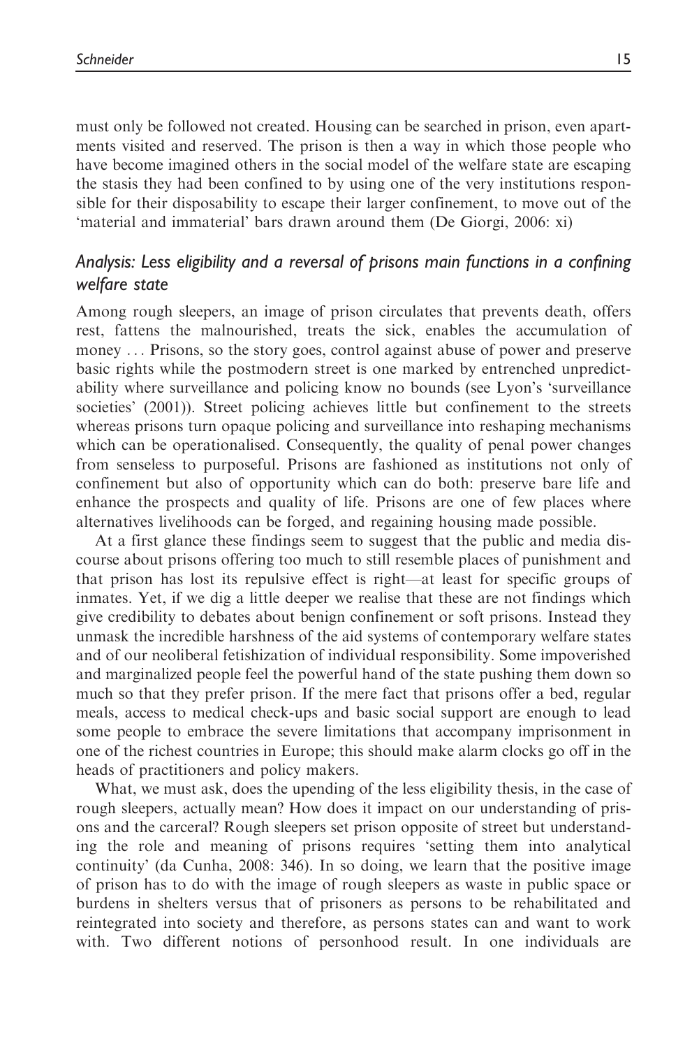must only be followed not created. Housing can be searched in prison, even apartments visited and reserved. The prison is then a way in which those people who have become imagined others in the social model of the welfare state are escaping the stasis they had been confined to by using one of the very institutions responsible for their disposability to escape their larger confinement, to move out of the 'material and immaterial' bars drawn around them (De Giorgi, 2006: xi)

### *Analysis: Less eligibility and a reversal of prisons main functions in a confining welfare state*

Among rough sleepers, an image of prison circulates that prevents death, offers rest, fattens the malnourished, treats the sick, enables the accumulation of money ... Prisons, so the story goes, control against abuse of power and preserve basic rights while the postmodern street is one marked by entrenched unpredictability where surveillance and policing know no bounds (see Lyon's 'surveillance societies' (2001)). Street policing achieves little but confinement to the streets whereas prisons turn opaque policing and surveillance into reshaping mechanisms which can be operationalised. Consequently, the quality of penal power changes from senseless to purposeful. Prisons are fashioned as institutions not only of confinement but also of opportunity which can do both: preserve bare life and enhance the prospects and quality of life. Prisons are one of few places where alternatives livelihoods can be forged, and regaining housing made possible.

At a first glance these findings seem to suggest that the public and media discourse about prisons offering too much to still resemble places of punishment and that prison has lost its repulsive effect is right—at least for specific groups of inmates. Yet, if we dig a little deeper we realise that these are not findings which give credibility to debates about benign confinement or soft prisons. Instead they unmask the incredible harshness of the aid systems of contemporary welfare states and of our neoliberal fetishization of individual responsibility. Some impoverished and marginalized people feel the powerful hand of the state pushing them down so much so that they prefer prison. If the mere fact that prisons offer a bed, regular meals, access to medical check-ups and basic social support are enough to lead some people to embrace the severe limitations that accompany imprisonment in one of the richest countries in Europe; this should make alarm clocks go off in the heads of practitioners and policy makers.

What, we must ask, does the upending of the less eligibility thesis, in the case of rough sleepers, actually mean? How does it impact on our understanding of prisons and the carceral? Rough sleepers set prison opposite of street but understanding the role and meaning of prisons requires 'setting them into analytical continuity' (da Cunha, 2008: 346). In so doing, we learn that the positive image of prison has to do with the image of rough sleepers as waste in public space or burdens in shelters versus that of prisoners as persons to be rehabilitated and reintegrated into society and therefore, as persons states can and want to work with. Two different notions of personhood result. In one individuals are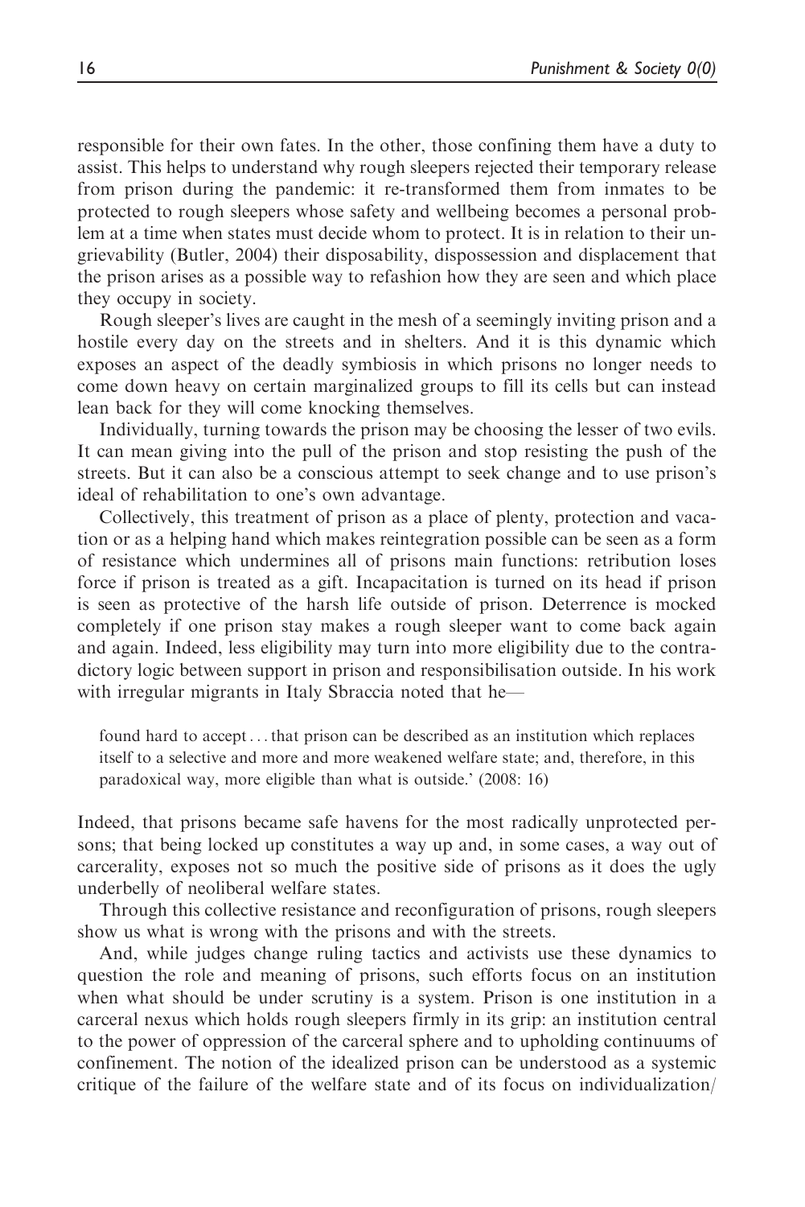responsible for their own fates. In the other, those confining them have a duty to assist. This helps to understand why rough sleepers rejected their temporary release from prison during the pandemic: it re-transformed them from inmates to be protected to rough sleepers whose safety and wellbeing becomes a personal problem at a time when states must decide whom to protect. It is in relation to their ungrievability (Butler, 2004) their disposability, dispossession and displacement that the prison arises as a possible way to refashion how they are seen and which place they occupy in society.

Rough sleeper's lives are caught in the mesh of a seemingly inviting prison and a hostile every day on the streets and in shelters. And it is this dynamic which exposes an aspect of the deadly symbiosis in which prisons no longer needs to come down heavy on certain marginalized groups to fill its cells but can instead lean back for they will come knocking themselves.

Individually, turning towards the prison may be choosing the lesser of two evils. It can mean giving into the pull of the prison and stop resisting the push of the streets. But it can also be a conscious attempt to seek change and to use prison's ideal of rehabilitation to one's own advantage.

Collectively, this treatment of prison as a place of plenty, protection and vacation or as a helping hand which makes reintegration possible can be seen as a form of resistance which undermines all of prisons main functions: retribution loses force if prison is treated as a gift. Incapacitation is turned on its head if prison is seen as protective of the harsh life outside of prison. Deterrence is mocked completely if one prison stay makes a rough sleeper want to come back again and again. Indeed, less eligibility may turn into more eligibility due to the contradictory logic between support in prison and responsibilisation outside. In his work with irregular migrants in Italy Sbraccia noted that he—

> found hard to accept . . . that prison can be described as an institution which replaces itself to a selective and more and more weakened welfare state; and, therefore, in this paradoxical way, more eligible than what is outside.' (2008: 16)

Indeed, that prisons became safe havens for the most radically unprotected persons; that being locked up constitutes a way up and, in some cases, a way out of carcerality, exposes not so much the positive side of prisons as it does the ugly underbelly of neoliberal welfare states.

Through this collective resistance and reconfiguration of prisons, rough sleepers show us what is wrong with the prisons and with the streets.

And, while judges change ruling tactics and activists use these dynamics to question the role and meaning of prisons, such efforts focus on an institution when what should be under scrutiny is a system. Prison is one institution in a carceral nexus which holds rough sleepers firmly in its grip: an institution central to the power of oppression of the carceral sphere and to upholding continuums of confinement. The notion of the idealized prison can be understood as a systemic critique of the failure of the welfare state and of its focus on individualization/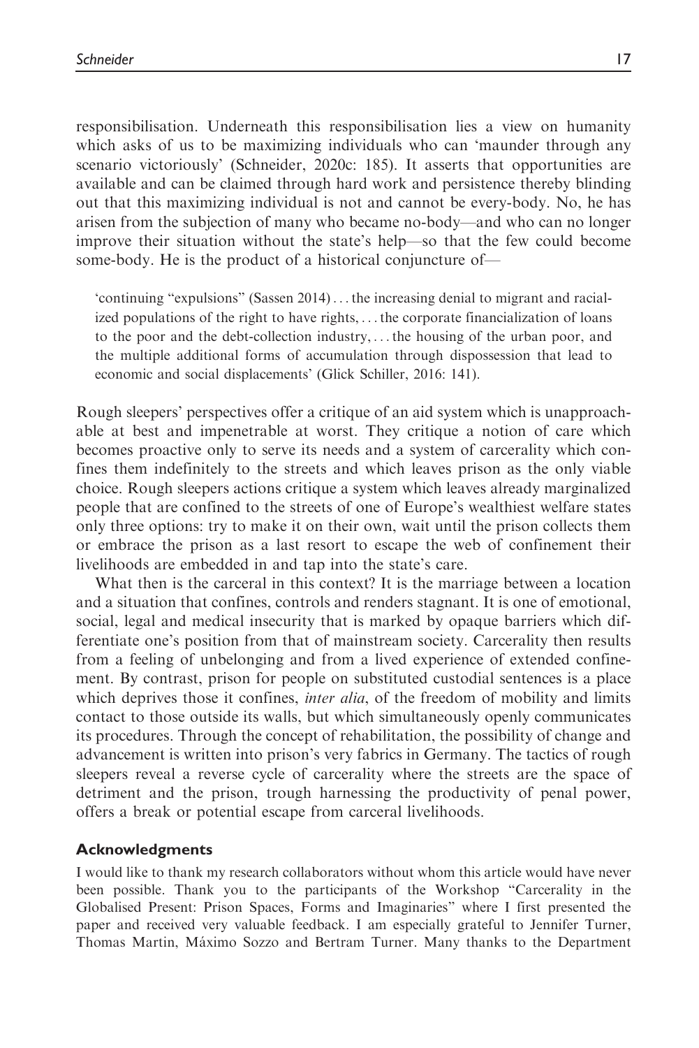responsibilisation. Underneath this responsibilisation lies a view on humanity which asks of us to be maximizing individuals who can 'maunder through any scenario victoriously' (Schneider, 2020c: 185). It asserts that opportunities are available and can be claimed through hard work and persistence thereby blinding out that this maximizing individual is not and cannot be every-body. No, he has arisen from the subjection of many who became no-body—and who can no longer improve their situation without the state's help—so that the few could become some-body. He is the product of a historical conjuncture of—

> 'continuing "expulsions" (Sassen 2014) ... the increasing denial to migrant and racialized populations of the right to have rights, ... the corporate financialization of loans to the poor and the debt-collection industry, ... the housing of the urban poor, and the multiple additional forms of accumulation through dispossession that lead to economic and social displacements' (Glick Schiller, 2016: 141).

Rough sleepers' perspectives offer a critique of an aid system which is unapproachable at best and impenetrable at worst. They critique a notion of care which becomes proactive only to serve its needs and a system of carcerality which confines them indefinitely to the streets and which leaves prison as the only viable choice. Rough sleepers actions critique a system which leaves already marginalized people that are confined to the streets of one of Europe's wealthiest welfare states only three options: try to make it on their own, wait until the prison collects them or embrace the prison as a last resort to escape the web of confinement their livelihoods are embedded in and tap into the state's care.

What then is the carceral in this context? It is the marriage between a location and a situation that confines, controls and renders stagnant. It is one of emotional, social, legal and medical insecurity that is marked by opaque barriers which differentiate one's position from that of mainstream society. Carcerality then results from a feeling of unbelonging and from a lived experience of extended confinement. By contrast, prison for people on substituted custodial sentences is a place which deprives those it confines, *inter alia*, of the freedom of mobility and limits contact to those outside its walls, but which simultaneously openly communicates its procedures. Through the concept of rehabilitation, the possibility of change and advancement is written into prison's very fabrics in Germany. The tactics of rough sleepers reveal a reverse cycle of carcerality where the streets are the space of detriment and the prison, trough harnessing the productivity of penal power, offers a break or potential escape from carceral livelihoods.

## Acknowledgments

I would like to thank my research collaborators without whom this article would have never been possible. Thank you to the participants of the Workshop "Carcerality in the Globalised Present: Prison Spaces, Forms and Imaginaries" where I first presented the paper and received very valuable feedback. I am especially grateful to Jennifer Turner, Thomas Martin, Máximo Sozzo and Bertram Turner. Many thanks to the Department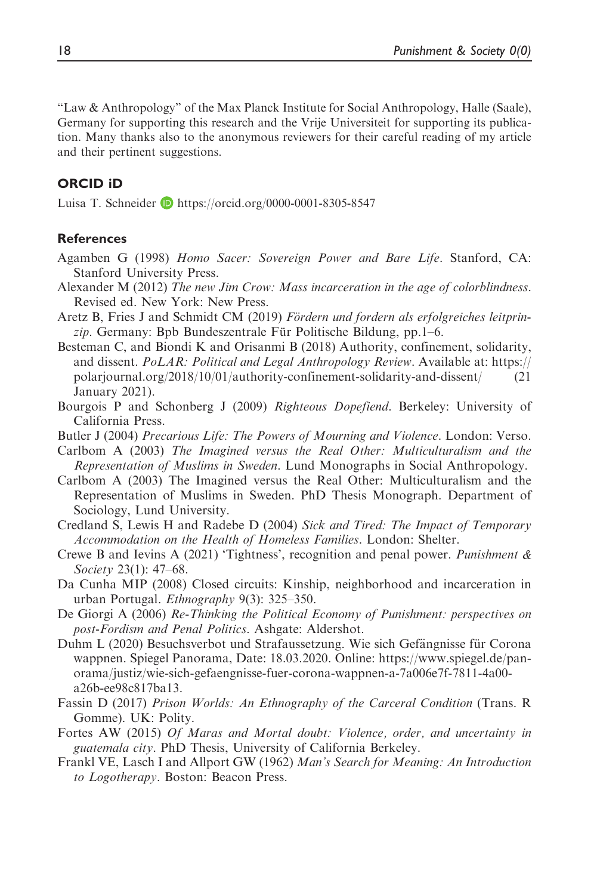"Law & Anthropology" of the Max Planck Institute for Social Anthropology, Halle (Saale), Germany for supporting this research and the Vrije Universiteit for supporting its publication. Many thanks also to the anonymous reviewers for their careful reading of my article and their pertinent suggestions.

## ORCID iD

Luisa T. Schneider https://orcid.org/0000-0001-8305-8547

## References

Agamben G (1998) *Homo Sacer: Sovereign Power and Bare Life*. Stanford, CA: Stanford University Press.

Alexander M (2012) *The new Jim Crow: Mass incarceration in the age of colorblindness*. Revised ed. New York: New Press.

Aretz B, Fries J and Schmidt CM (2019) *Fördern und fordern als erfolgreiches leitprinzip*. Germany: Bpb Bundeszentrale Für Politische Bildung, pp.1–6.

Besteman C, and Biondi K and Orisanmi B (2018) Authority, confinement, solidarity, and dissent. *PoLAR: Political and Legal Anthropology Review*. Available at: https://polarjournal.org/2018/10/01/authority-confinement-solidarity-and-dissent/ (21 January 2021).

Bourgois P and Schonberg J (2009) *Righteous Dopefiend*. Berkeley: University of California Press.

Butler J (2004) *Precarious Life: The Powers of Mourning and Violence*. London: Verso.

Carlbom A (2003) *The Imagined versus the Real Other: Multiculturalism and the Representation of Muslims in Sweden*. Lund Monographs in Social Anthropology.

Carlbom A (2003) The Imagined versus the Real Other: Multiculturalism and the Representation of Muslims in Sweden. PhD Thesis Monograph. Department of Sociology, Lund University.

Credland S, Lewis H and Radebe D (2004) *Sick and Tired: The Impact of Temporary Accommodation on the Health of Homeless Families*. London: Shelter.

Crewe B and Ievins A (2021) 'Tightness', recognition and penal power. *Punishment & Society* 23(1): 47–68.

Da Cunha MIP (2008) Closed circuits: Kinship, neighborhood and incarceration in urban Portugal. *Ethnography* 9(3): 325–350.

De Giorgi A (2006) *Re-Thinking the Political Economy of Punishment: perspectives on post-Fordism and Penal Politics*. Ashgate: Aldershot.

Duhm L (2020) Besuchsverbot und Strafaussetzung. Wie sich Gefängnisse für Corona wappnen. Spiegel Panorama, Date: 18.03.2020. Online: https://www.spiegel.de/panorama/justiz/wie-sich-gefaengnisse-fuer-corona-wappnen-a-7a006e7f-7811-4a00-a26b-ee98c817ba13.

Fassin D (2017) *Prison Worlds: An Ethnography of the Carceral Condition* (Trans. R Gomme). UK: Polity.

Fortes AW (2015) *Of Maras and Mortal doubt: Violence, order, and uncertainty in guatemala city*. PhD Thesis, University of California Berkeley.

Frankl VE, Lasch I and Allport GW (1962) *Man's Search for Meaning: An Introduction to Logotherapy*. Boston: Beacon Press.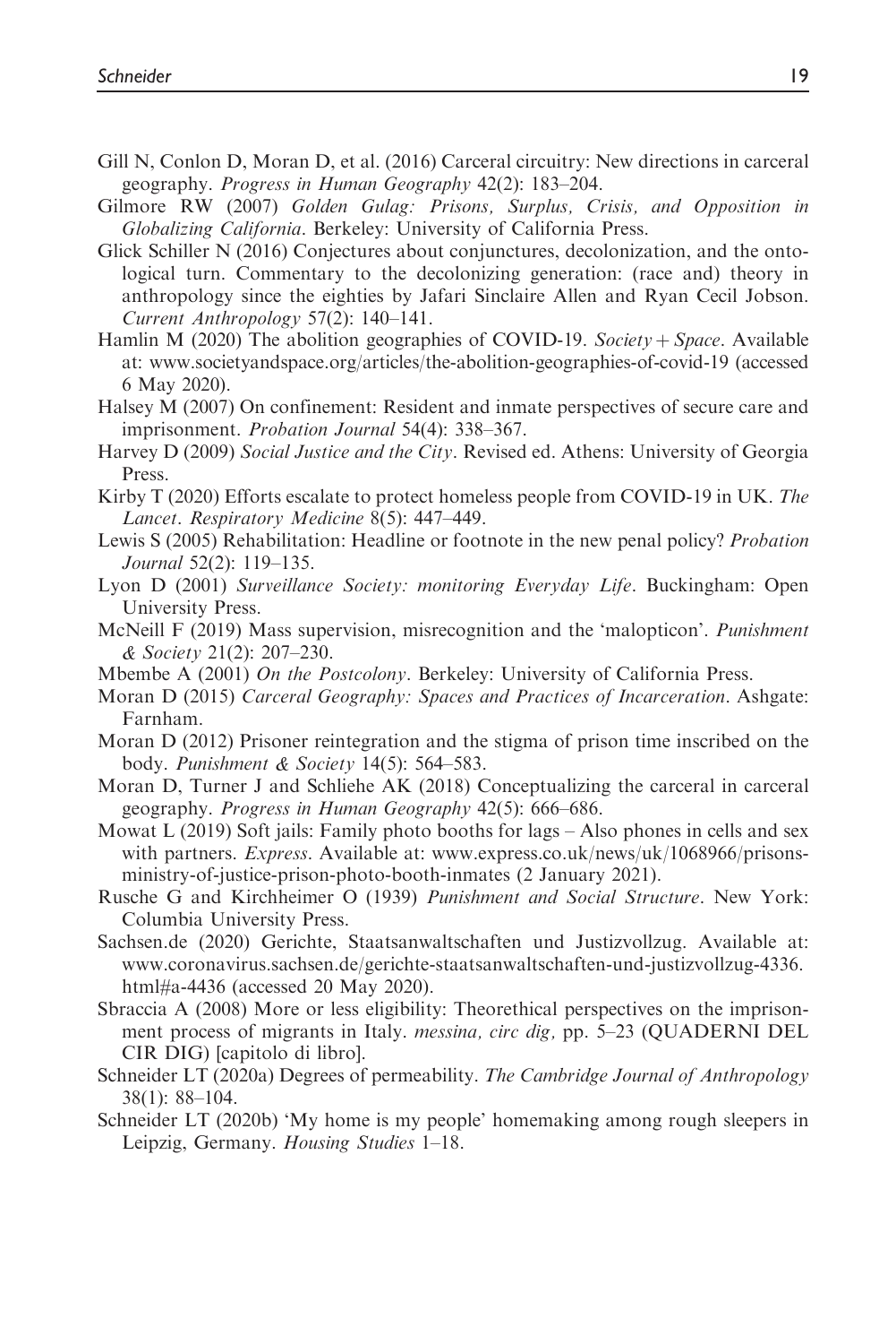Gill N, Conlon D, Moran D, et al. (2016) Carceral circuitry: New directions in carceral geography. *Progress in Human Geography* 42(2): 183–204.

Gilmore RW (2007) *Golden Gulag: Prisons, Surplus, Crisis, and Opposition in Globalizing California*. Berkeley: University of California Press.

Glick Schiller N (2016) Conjectures about conjunctures, decolonization, and the ontological turn. Commentary to the decolonizing generation: (race and) theory in anthropology since the eighties by Jafari Sinclaire Allen and Ryan Cecil Jobson. *Current Anthropology* 57(2): 140–141.

Hamlin M (2020) The abolition geographies of COVID-19. *Society + Space*. Available at: www.societyandspace.org/articles/the-abolition-geographies-of-covid-19 (accessed 6 May 2020).

Halsey M (2007) On confinement: Resident and inmate perspectives of secure care and imprisonment. *Probation Journal* 54(4): 338–367.

Harvey D (2009) *Social Justice and the City*. Revised ed. Athens: University of Georgia Press.

Kirby T (2020) Efforts escalate to protect homeless people from COVID-19 in UK. *The Lancet. Respiratory Medicine* 8(5): 447–449.

Lewis S (2005) Rehabilitation: Headline or footnote in the new penal policy? *Probation Journal* 52(2): 119–135.

Lyon D (2001) *Surveillance Society: monitoring Everyday Life*. Buckingham: Open University Press.

McNeill F (2019) Mass supervision, misrecognition and the 'malopticon'. *Punishment & Society* 21(2): 207–230.

Mbembe A (2001) *On the Postcolony*. Berkeley: University of California Press.

Moran D (2015) *Carceral Geography: Spaces and Practices of Incarceration*. Ashgate: Farnham.

Moran D (2012) Prisoner reintegration and the stigma of prison time inscribed on the body. *Punishment & Society* 14(5): 564–583.

Moran D, Turner J and Schliehe AK (2018) Conceptualizing the carceral in carceral geography. *Progress in Human Geography* 42(5): 666–686.

Mowat L (2019) Soft jails: Family photo booths for lags – Also phones in cells and sex with partners. *Express*. Available at: www.express.co.uk/news/uk/1068966/prisons-ministry-of-justice-prison-photo-booth-inmates (2 January 2021).

Rusche G and Kirchheimer O (1939) *Punishment and Social Structure*. New York: Columbia University Press.

Sachsen.de (2020) Gerichte, Staatsanwaltschaften und Justizvollzug. Available at: www.coronavirus.sachsen.de/gerichte-staatsanwaltschaften-und-justizvollzug-4336.html#a-4436 (accessed 20 May 2020).

Sbraccia A (2008) More or less eligibility: Theorethical perspectives on the imprisonment process of migrants in Italy. *messina, circ dig,* pp. 5–23 (QUADERNI DEL CIR DIG) [capitolo di libro].

Schneider LT (2020a) Degrees of permeability. *The Cambridge Journal of Anthropology* 38(1): 88–104.

Schneider LT (2020b) 'My home is my people' homemaking among rough sleepers in Leipzig, Germany. *Housing Studies* 1–18.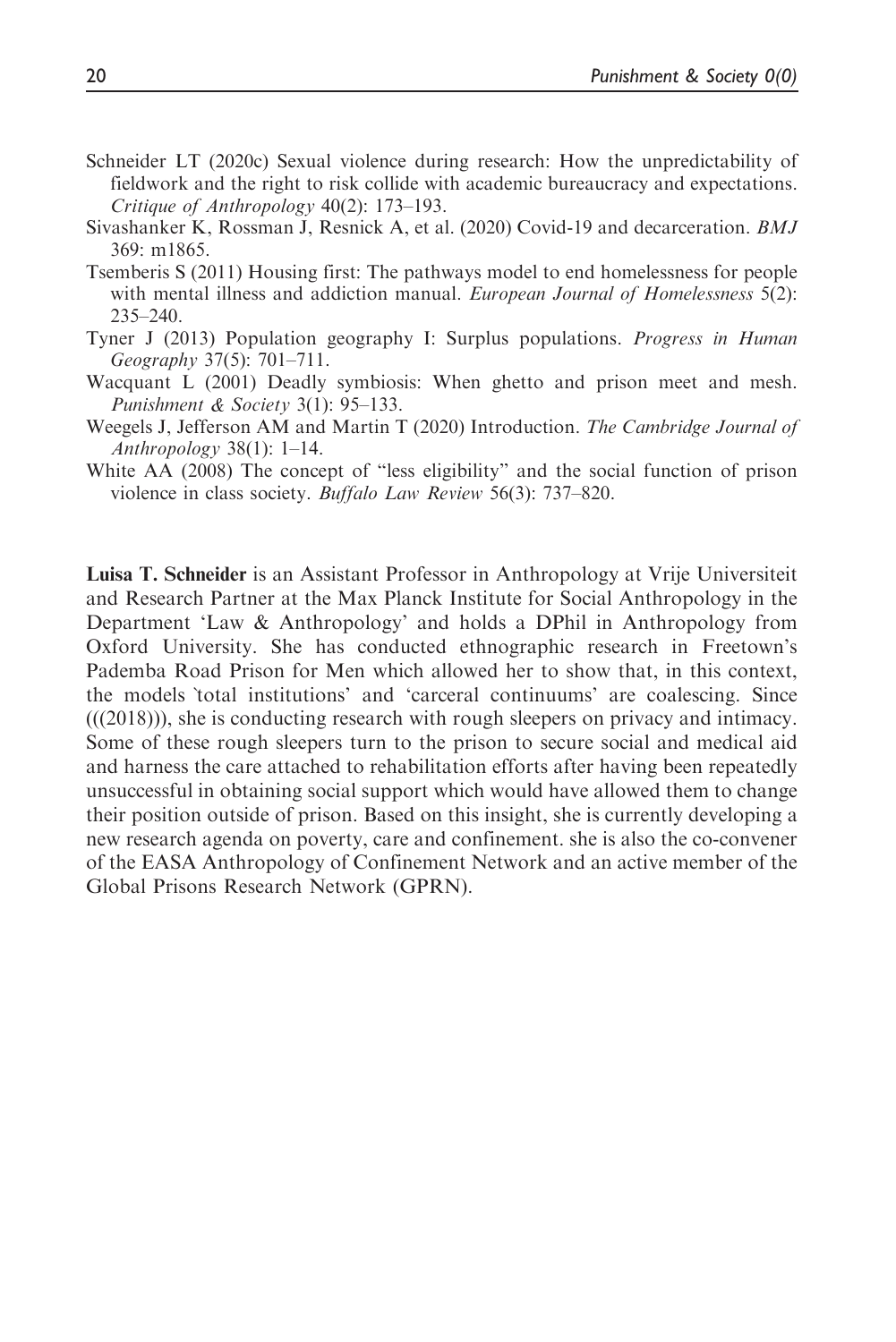Schneider LT (2020c) Sexual violence during research: How the unpredictability of fieldwork and the right to risk collide with academic bureaucracy and expectations. *Critique of Anthropology* 40(2): 173–193.

Sivashanker K, Rossman J, Resnick A, et al. (2020) Covid-19 and decarceration. *BMJ* 369: m1865.

Tsemberis S (2011) Housing first: The pathways model to end homelessness for people with mental illness and addiction manual. *European Journal of Homelessness* 5(2): 235–240.

Tyner J (2013) Population geography I: Surplus populations. *Progress in Human Geography* 37(5): 701–711.

Wacquant L (2001) Deadly symbiosis: When ghetto and prison meet and mesh. *Punishment & Society* 3(1): 95–133.

Weegels J, Jefferson AM and Martin T (2020) Introduction. *The Cambridge Journal of Anthropology* 38(1): 1–14.

White AA (2008) The concept of "less eligibility" and the social function of prison violence in class society. *Buffalo Law Review* 56(3): 737–820.

**Luisa T. Schneider** is an Assistant Professor in Anthropology at Vrije Universiteit and Research Partner at the Max Planck Institute for Social Anthropology in the Department 'Law & Anthropology' and holds a DPhil in Anthropology from Oxford University. She has conducted ethnographic research in Freetown's Pademba Road Prison for Men which allowed her to show that, in this context, the models `total institutions' and 'carceral continuums' are coalescing. Since (((2018))), she is conducting research with rough sleepers on privacy and intimacy. Some of these rough sleepers turn to the prison to secure social and medical aid and harness the care attached to rehabilitation efforts after having been repeatedly unsuccessful in obtaining social support which would have allowed them to change their position outside of prison. Based on this insight, she is currently developing a new research agenda on poverty, care and confinement. she is also the co-convener of the EASA Anthropology of Confinement Network and an active member of the Global Prisons Research Network (GPRN).